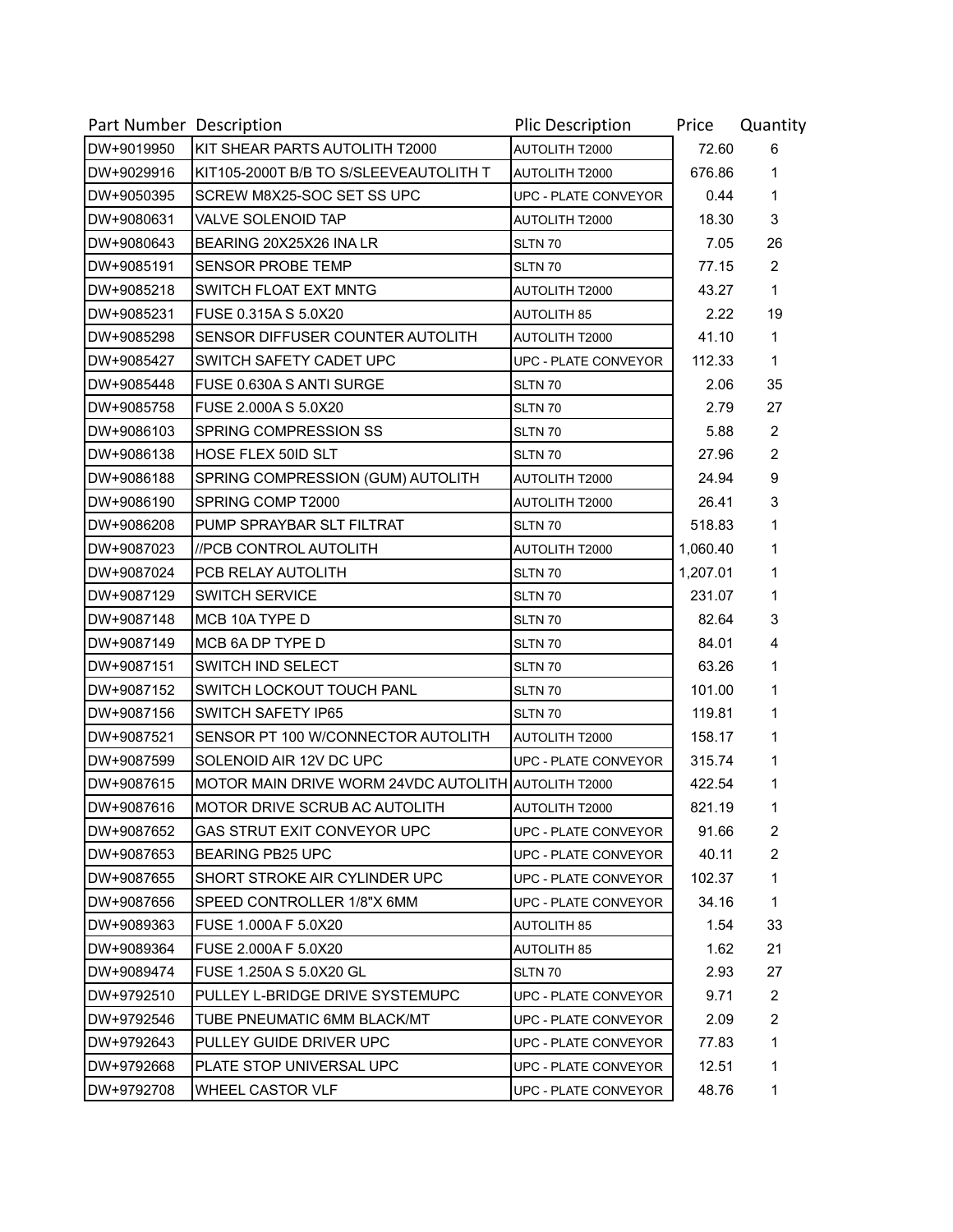| Part Number | Description | Plic Description | Price | Quantity |
|---|---|---|---|---|
| DW+9019950 | KIT SHEAR PARTS AUTOLITH T2000 | AUTOLITH T2000 | 72.60 | 6 |
| DW+9029916 | KIT105-2000T B/B TO S/SLEEVEAUTOLITH T | AUTOLITH T2000 | 676.86 | 1 |
| DW+9050395 | SCREW M8X25-SOC SET SS UPC | UPC - PLATE CONVEYOR | 0.44 | 1 |
| DW+9080631 | VALVE SOLENOID TAP | AUTOLITH T2000 | 18.30 | 3 |
| DW+9080643 | BEARING 20X25X26 INA LR | SLTN 70 | 7.05 | 26 |
| DW+9085191 | SENSOR PROBE TEMP | SLTN 70 | 77.15 | 2 |
| DW+9085218 | SWITCH FLOAT EXT MNTG | AUTOLITH T2000 | 43.27 | 1 |
| DW+9085231 | FUSE 0.315A S 5.0X20 | AUTOLITH 85 | 2.22 | 19 |
| DW+9085298 | SENSOR DIFFUSER COUNTER AUTOLITH | AUTOLITH T2000 | 41.10 | 1 |
| DW+9085427 | SWITCH SAFETY CADET UPC | UPC - PLATE CONVEYOR | 112.33 | 1 |
| DW+9085448 | FUSE 0.630A S ANTI SURGE | SLTN 70 | 2.06 | 35 |
| DW+9085758 | FUSE 2.000A S 5.0X20 | SLTN 70 | 2.79 | 27 |
| DW+9086103 | SPRING COMPRESSION SS | SLTN 70 | 5.88 | 2 |
| DW+9086138 | HOSE FLEX 50ID SLT | SLTN 70 | 27.96 | 2 |
| DW+9086188 | SPRING COMPRESSION (GUM) AUTOLITH | AUTOLITH T2000 | 24.94 | 9 |
| DW+9086190 | SPRING COMP T2000 | AUTOLITH T2000 | 26.41 | 3 |
| DW+9086208 | PUMP SPRAYBAR SLT FILTRAT | SLTN 70 | 518.83 | 1 |
| DW+9087023 | //PCB CONTROL AUTOLITH | AUTOLITH T2000 | 1,060.40 | 1 |
| DW+9087024 | PCB RELAY AUTOLITH | SLTN 70 | 1,207.01 | 1 |
| DW+9087129 | SWITCH SERVICE | SLTN 70 | 231.07 | 1 |
| DW+9087148 | MCB 10A TYPE D | SLTN 70 | 82.64 | 3 |
| DW+9087149 | MCB 6A DP TYPE D | SLTN 70 | 84.01 | 4 |
| DW+9087151 | SWITCH IND SELECT | SLTN 70 | 63.26 | 1 |
| DW+9087152 | SWITCH LOCKOUT TOUCH PANL | SLTN 70 | 101.00 | 1 |
| DW+9087156 | SWITCH SAFETY IP65 | SLTN 70 | 119.81 | 1 |
| DW+9087521 | SENSOR PT 100 W/CONNECTOR AUTOLITH | AUTOLITH T2000 | 158.17 | 1 |
| DW+9087599 | SOLENOID AIR 12V DC UPC | UPC - PLATE CONVEYOR | 315.74 | 1 |
| DW+9087615 | MOTOR MAIN DRIVE WORM 24VDC AUTOLITH | AUTOLITH T2000 | 422.54 | 1 |
| DW+9087616 | MOTOR DRIVE SCRUB AC AUTOLITH | AUTOLITH T2000 | 821.19 | 1 |
| DW+9087652 | GAS STRUT EXIT CONVEYOR UPC | UPC - PLATE CONVEYOR | 91.66 | 2 |
| DW+9087653 | BEARING PB25 UPC | UPC - PLATE CONVEYOR | 40.11 | 2 |
| DW+9087655 | SHORT STROKE AIR CYLINDER UPC | UPC - PLATE CONVEYOR | 102.37 | 1 |
| DW+9087656 | SPEED CONTROLLER 1/8"X 6MM | UPC - PLATE CONVEYOR | 34.16 | 1 |
| DW+9089363 | FUSE 1.000A F 5.0X20 | AUTOLITH 85 | 1.54 | 33 |
| DW+9089364 | FUSE 2.000A F 5.0X20 | AUTOLITH 85 | 1.62 | 21 |
| DW+9089474 | FUSE 1.250A S 5.0X20 GL | SLTN 70 | 2.93 | 27 |
| DW+9792510 | PULLEY L-BRIDGE DRIVE SYSTEMUPC | UPC - PLATE CONVEYOR | 9.71 | 2 |
| DW+9792546 | TUBE PNEUMATIC 6MM BLACK/MT | UPC - PLATE CONVEYOR | 2.09 | 2 |
| DW+9792643 | PULLEY GUIDE DRIVER UPC | UPC - PLATE CONVEYOR | 77.83 | 1 |
| DW+9792668 | PLATE STOP UNIVERSAL UPC | UPC - PLATE CONVEYOR | 12.51 | 1 |
| DW+9792708 | WHEEL CASTOR VLF | UPC - PLATE CONVEYOR | 48.76 | 1 |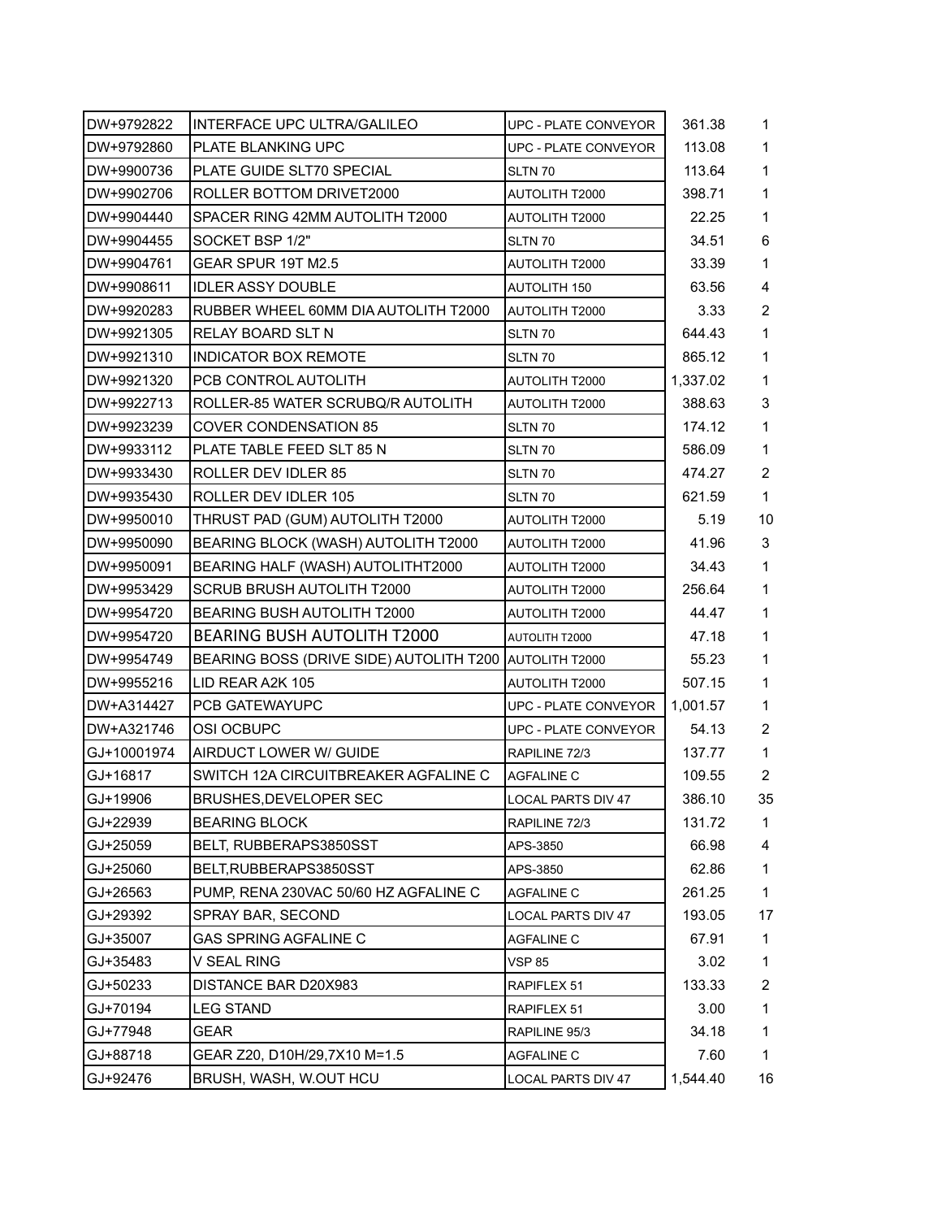| | | | | |
|---|---|---|---|---|
| DW+9792822 | INTERFACE UPC ULTRA/GALILEO | UPC - PLATE CONVEYOR | 361.38 | 1 |
| DW+9792860 | PLATE BLANKING UPC | UPC - PLATE CONVEYOR | 113.08 | 1 |
| DW+9900736 | PLATE GUIDE SLT70 SPECIAL | SLTN 70 | 113.64 | 1 |
| DW+9902706 | ROLLER BOTTOM DRIVET2000 | AUTOLITH T2000 | 398.71 | 1 |
| DW+9904440 | SPACER RING 42MM AUTOLITH T2000 | AUTOLITH T2000 | 22.25 | 1 |
| DW+9904455 | SOCKET BSP 1/2" | SLTN 70 | 34.51 | 6 |
| DW+9904761 | GEAR SPUR 19T M2.5 | AUTOLITH T2000 | 33.39 | 1 |
| DW+9908611 | IDLER ASSY DOUBLE | AUTOLITH 150 | 63.56 | 4 |
| DW+9920283 | RUBBER WHEEL 60MM DIA AUTOLITH T2000 | AUTOLITH T2000 | 3.33 | 2 |
| DW+9921305 | RELAY BOARD SLT N | SLTN 70 | 644.43 | 1 |
| DW+9921310 | INDICATOR BOX REMOTE | SLTN 70 | 865.12 | 1 |
| DW+9921320 | PCB CONTROL AUTOLITH | AUTOLITH T2000 | 1,337.02 | 1 |
| DW+9922713 | ROLLER-85 WATER SCRUBQ/R AUTOLITH | AUTOLITH T2000 | 388.63 | 3 |
| DW+9923239 | COVER CONDENSATION 85 | SLTN 70 | 174.12 | 1 |
| DW+9933112 | PLATE TABLE FEED SLT 85 N | SLTN 70 | 586.09 | 1 |
| DW+9933430 | ROLLER DEV IDLER 85 | SLTN 70 | 474.27 | 2 |
| DW+9935430 | ROLLER DEV IDLER 105 | SLTN 70 | 621.59 | 1 |
| DW+9950010 | THRUST PAD (GUM) AUTOLITH T2000 | AUTOLITH T2000 | 5.19 | 10 |
| DW+9950090 | BEARING BLOCK (WASH) AUTOLITH T2000 | AUTOLITH T2000 | 41.96 | 3 |
| DW+9950091 | BEARING HALF (WASH) AUTOLITHT2000 | AUTOLITH T2000 | 34.43 | 1 |
| DW+9953429 | SCRUB BRUSH AUTOLITH T2000 | AUTOLITH T2000 | 256.64 | 1 |
| DW+9954720 | BEARING BUSH AUTOLITH T2000 | AUTOLITH T2000 | 44.47 | 1 |
| DW+9954720 | BEARING BUSH AUTOLITH T2000 | AUTOLITH T2000 | 47.18 | 1 |
| DW+9954749 | BEARING BOSS (DRIVE SIDE) AUTOLITH T200 | AUTOLITH T2000 | 55.23 | 1 |
| DW+9955216 | LID REAR A2K 105 | AUTOLITH T2000 | 507.15 | 1 |
| DW+A314427 | PCB GATEWAYUPC | UPC - PLATE CONVEYOR | 1,001.57 | 1 |
| DW+A321746 | OSI OCBUPC | UPC - PLATE CONVEYOR | 54.13 | 2 |
| GJ+10001974 | AIRDUCT LOWER W/ GUIDE | RAPILINE 72/3 | 137.77 | 1 |
| GJ+16817 | SWITCH 12A CIRCUITBREAKER AGFALINE C | AGFALINE C | 109.55 | 2 |
| GJ+19906 | BRUSHES,DEVELOPER SEC | LOCAL PARTS DIV 47 | 386.10 | 35 |
| GJ+22939 | BEARING BLOCK | RAPILINE 72/3 | 131.72 | 1 |
| GJ+25059 | BELT, RUBBERAPS3850SST | APS-3850 | 66.98 | 4 |
| GJ+25060 | BELT,RUBBERAPS3850SST | APS-3850 | 62.86 | 1 |
| GJ+26563 | PUMP, RENA 230VAC 50/60 HZ AGFALINE C | AGFALINE C | 261.25 | 1 |
| GJ+29392 | SPRAY BAR, SECOND | LOCAL PARTS DIV 47 | 193.05 | 17 |
| GJ+35007 | GAS SPRING AGFALINE C | AGFALINE C | 67.91 | 1 |
| GJ+35483 | V SEAL RING | VSP 85 | 3.02 | 1 |
| GJ+50233 | DISTANCE BAR D20X983 | RAPIFLEX 51 | 133.33 | 2 |
| GJ+70194 | LEG STAND | RAPIFLEX 51 | 3.00 | 1 |
| GJ+77948 | GEAR | RAPILINE 95/3 | 34.18 | 1 |
| GJ+88718 | GEAR Z20, D10H/29,7X10 M=1.5 | AGFALINE C | 7.60 | 1 |
| GJ+92476 | BRUSH, WASH, W.OUT HCU | LOCAL PARTS DIV 47 | 1,544.40 | 16 |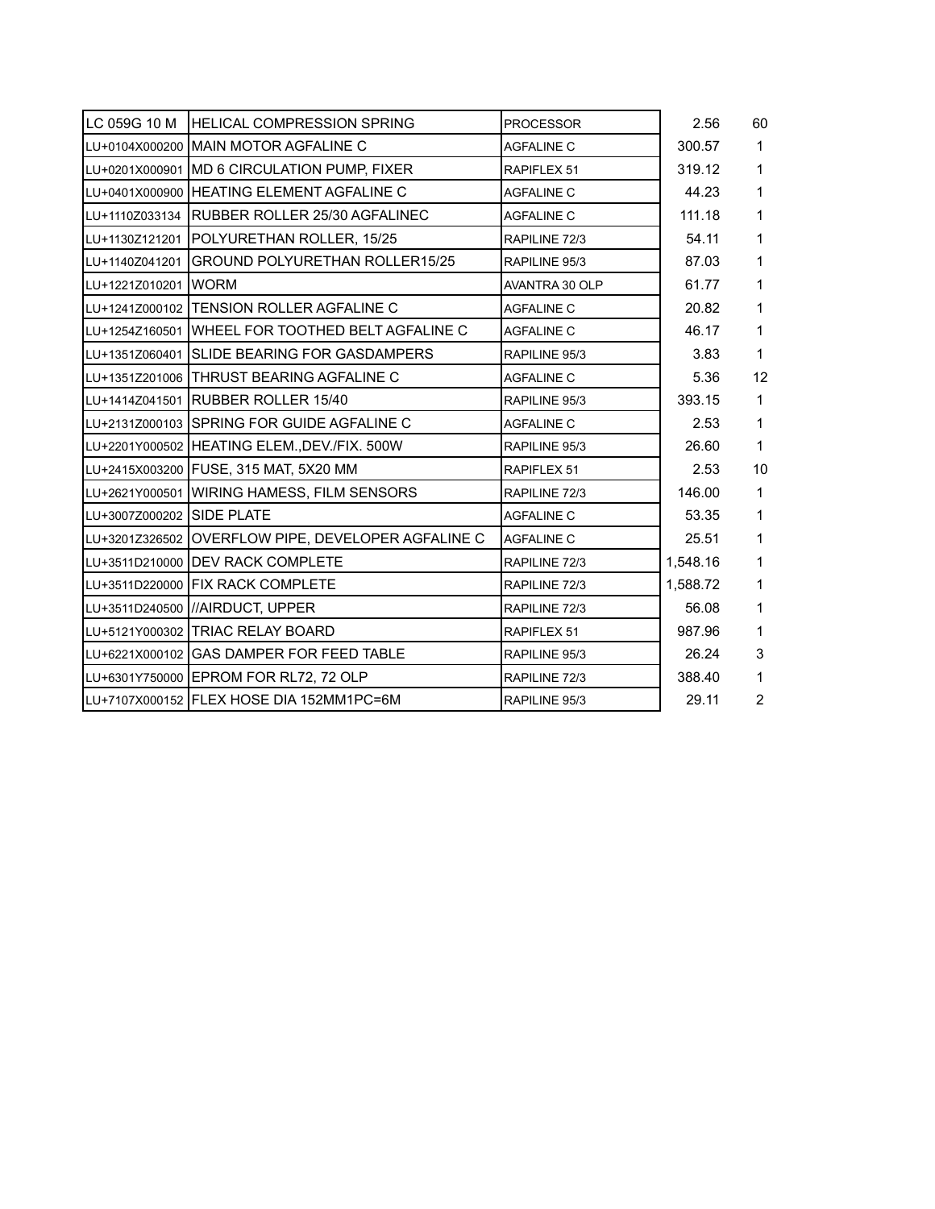| | | | | |
|---|---|---|---|---|
| LC 059G 10 M | HELICAL COMPRESSION SPRING | PROCESSOR | 2.56 | 60 |
| LU+0104X000200 | MAIN MOTOR AGFALINE C | AGFALINE C | 300.57 | 1 |
| LU+0201X000901 | MD 6 CIRCULATION PUMP, FIXER | RAPIFLEX 51 | 319.12 | 1 |
| LU+0401X000900 | HEATING ELEMENT AGFALINE C | AGFALINE C | 44.23 | 1 |
| LU+1110Z033134 | RUBBER ROLLER 25/30 AGFALINEC | AGFALINE C | 111.18 | 1 |
| LU+1130Z121201 | POLYURETHAN ROLLER, 15/25 | RAPILINE 72/3 | 54.11 | 1 |
| LU+1140Z041201 | GROUND POLYURETHAN ROLLER15/25 | RAPILINE 95/3 | 87.03 | 1 |
| LU+1221Z010201 | WORM | AVANTRA 30 OLP | 61.77 | 1 |
| LU+1241Z000102 | TENSION ROLLER AGFALINE C | AGFALINE C | 20.82 | 1 |
| LU+1254Z160501 | WHEEL FOR TOOTHED BELT AGFALINE C | AGFALINE C | 46.17 | 1 |
| LU+1351Z060401 | SLIDE BEARING FOR GASDAMPERS | RAPILINE 95/3 | 3.83 | 1 |
| LU+1351Z201006 | THRUST BEARING AGFALINE C | AGFALINE C | 5.36 | 12 |
| LU+1414Z041501 | RUBBER ROLLER 15/40 | RAPILINE 95/3 | 393.15 | 1 |
| LU+2131Z000103 | SPRING FOR GUIDE AGFALINE C | AGFALINE C | 2.53 | 1 |
| LU+2201Y000502 | HEATING ELEM.,DEV./FIX. 500W | RAPILINE 95/3 | 26.60 | 1 |
| LU+2415X003200 | FUSE, 315 MAT, 5X20 MM | RAPIFLEX 51 | 2.53 | 10 |
| LU+2621Y000501 | WIRING HAMESS, FILM SENSORS | RAPILINE 72/3 | 146.00 | 1 |
| LU+3007Z000202 | SIDE PLATE | AGFALINE C | 53.35 | 1 |
| LU+3201Z326502 | OVERFLOW PIPE, DEVELOPER AGFALINE C | AGFALINE C | 25.51 | 1 |
| LU+3511D210000 | DEV RACK COMPLETE | RAPILINE 72/3 | 1,548.16 | 1 |
| LU+3511D220000 | FIX RACK COMPLETE | RAPILINE 72/3 | 1,588.72 | 1 |
| LU+3511D240500 | //AIRDUCT, UPPER | RAPILINE 72/3 | 56.08 | 1 |
| LU+5121Y000302 | TRIAC RELAY BOARD | RAPIFLEX 51 | 987.96 | 1 |
| LU+6221X000102 | GAS DAMPER FOR FEED TABLE | RAPILINE 95/3 | 26.24 | 3 |
| LU+6301Y750000 | EPROM FOR RL72, 72 OLP | RAPILINE 72/3 | 388.40 | 1 |
| LU+7107X000152 | FLEX HOSE DIA 152MM1PC=6M | RAPILINE 95/3 | 29.11 | 2 |